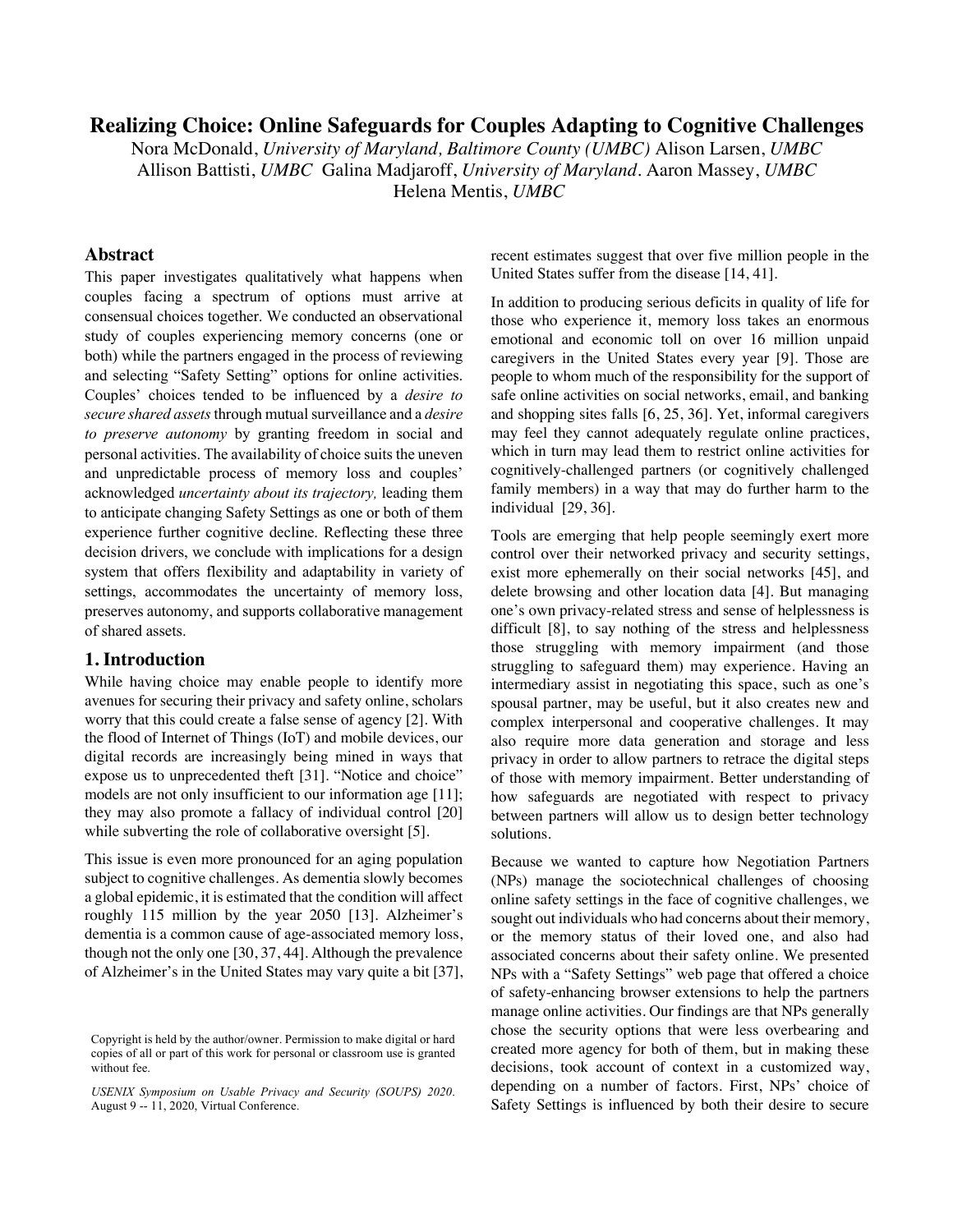# Realizing Choice: Online Safeguards for Couples Adapting to Cognitive Challenges

Nora McDonald, *University of Maryland, Baltimore County (UMBC)* Alison Larsen, *UMBC* Allison Battisti, *UMBC* Galina Madjaroff, *University of Maryland*. Aaron Massey, *UMBC* Helena Mentis, *UMBC*

## Abstract

This paper investigates qualitatively what happens when couples facing a spectrum of options must arrive at consensual choices together. We conducted an observational study of couples experiencing memory concerns (one or both) while the partners engaged in the process of reviewing and selecting "Safety Setting" options for online activities. Couples' choices tended to be influenced by a *desire to secure shared assets* through mutual surveillance and a *desire to preserve autonomy* by granting freedom in social and personal activities. The availability of choice suits the uneven and unpredictable process of memory loss and couples' acknowledged *uncertainty about its trajectory,* leading them to anticipate changing Safety Settings as one or both of them experience further cognitive decline. Reflecting these three decision drivers, we conclude with implications for a design system that offers flexibility and adaptability in variety of settings, accommodates the uncertainty of memory loss, preserves autonomy, and supports collaborative management of shared assets.

## 1. Introduction

While having choice may enable people to identify more avenues for securing their privacy and safety online, scholars worry that this could create a false sense of agency [2]. With the flood of Internet of Things (IoT) and mobile devices, our digital records are increasingly being mined in ways that expose us to unprecedented theft [31]. "Notice and choice" models are not only insufficient to our information age [11]; they may also promote a fallacy of individual control [20] while subverting the role of collaborative oversight [5].

This issue is even more pronounced for an aging population subject to cognitive challenges. As dementia slowly becomes a global epidemic, it is estimated that the condition will affect roughly 115 million by the year 2050 [13]. Alzheimer's dementia is a common cause of age-associated memory loss, though not the only one [30, 37, 44]. Although the prevalence of Alzheimer's in the United States may vary quite a bit [37], recent estimates suggest that over five million people in the United States suffer from the disease [14, 41].

In addition to producing serious deficits in quality of life for those who experience it, memory loss takes an enormous emotional and economic toll on over 16 million unpaid caregivers in the United States every year [9]. Those are people to whom much of the responsibility for the support of safe online activities on social networks, email, and banking and shopping sites falls [6, 25, 36]. Yet, informal caregivers may feel they cannot adequately regulate online practices, which in turn may lead them to restrict online activities for cognitively-challenged partners (or cognitively challenged family members) in a way that may do further harm to the individual [29, 36].

Tools are emerging that help people seemingly exert more control over their networked privacy and security settings, exist more ephemerally on their social networks [45], and delete browsing and other location data [4]. But managing one's own privacy-related stress and sense of helplessness is difficult [8], to say nothing of the stress and helplessness those struggling with memory impairment (and those struggling to safeguard them) may experience. Having an intermediary assist in negotiating this space, such as one's spousal partner, may be useful, but it also creates new and complex interpersonal and cooperative challenges. It may also require more data generation and storage and less privacy in order to allow partners to retrace the digital steps of those with memory impairment. Better understanding of how safeguards are negotiated with respect to privacy between partners will allow us to design better technology solutions.

Because we wanted to capture how Negotiation Partners (NPs) manage the sociotechnical challenges of choosing online safety settings in the face of cognitive challenges, we sought out individuals who had concerns about their memory, or the memory status of their loved one, and also had associated concerns about their safety online. We presented NPs with a "Safety Settings" web page that offered a choice of safety-enhancing browser extensions to help the partners manage online activities. Our findings are that NPs generally chose the security options that were less overbearing and created more agency for both of them, but in making these decisions, took account of context in a customized way, depending on a number of factors. First, NPs' choice of Safety Settings is influenced by both their desire to secure

Copyright is held by the author/owner. Permission to make digital or hard copies of all or part of this work for personal or classroom use is granted without fee.

*USENIX Symposium on Usable Privacy and Security (SOUPS) 2020*. August 9 -- 11, 2020, Virtual Conference.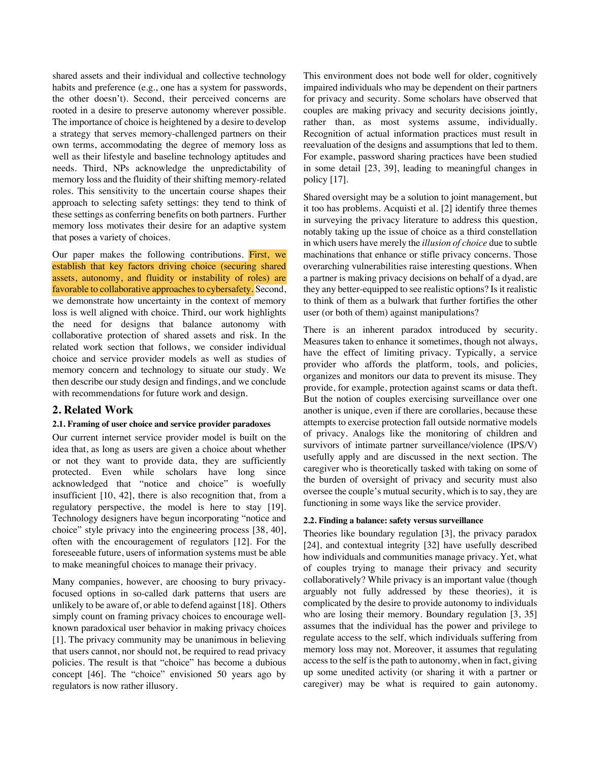shared assets and their individual and collective technology habits and preference (e.g., one has a system for passwords, the other doesn't). Second, their perceived concerns are rooted in a desire to preserve autonomy wherever possible. The importance of choice is heightened by a desire to develop a strategy that serves memory-challenged partners on their own terms, accommodating the degree of memory loss as well as their lifestyle and baseline technology aptitudes and needs. Third, NPs acknowledge the unpredictability of memory loss and the fluidity of their shifting memory-related roles. This sensitivity to the uncertain course shapes their approach to selecting safety settings: they tend to think of these settings as conferring benefits on both partners. Further memory loss motivates their desire for an adaptive system that poses a variety of choices.

Our paper makes the following contributions. First, we establish that key factors driving choice (securing shared assets, autonomy, and fluidity or instability of roles) are favorable to collaborative approaches to cybersafety. Second, we demonstrate how uncertainty in the context of memory loss is well aligned with choice. Third, our work highlights the need for designs that balance autonomy with collaborative protection of shared assets and risk. In the related work section that follows, we consider individual choice and service provider models as well as studies of memory concern and technology to situate our study. We then describe our study design and findings, and we conclude with recommendations for future work and design.

## 2. Related Work

### 2.1. Framing of user choice and service provider paradoxes

Our current internet service provider model is built on the idea that, as long as users are given a choice about whether or not they want to provide data, they are sufficiently protected. Even while scholars have long since acknowledged that "notice and choice" is woefully insufficient [10, 42], there is also recognition that, from a regulatory perspective, the model is here to stay [19]. Technology designers have begun incorporating "notice and choice" style privacy into the engineering process [38, 40], often with the encouragement of regulators [12]. For the foreseeable future, users of information systems must be able to make meaningful choices to manage their privacy.

Many companies, however, are choosing to bury privacy-focused options in so-called dark patterns that users are unlikely to be aware of, or able to defend against [18]. Others simply count on framing privacy choices to encourage well-known paradoxical user behavior in making privacy choices [1]. The privacy community may be unanimous in believing that users cannot, nor should not, be required to read privacy policies. The result is that "choice" has become a dubious concept [46]. The "choice" envisioned 50 years ago by regulators is now rather illusory.

This environment does not bode well for older, cognitively impaired individuals who may be dependent on their partners for privacy and security. Some scholars have observed that couples are making privacy and security decisions jointly, rather than, as most systems assume, individually. Recognition of actual information practices must result in reevaluation of the designs and assumptions that led to them. For example, password sharing practices have been studied in some detail [23, 39], leading to meaningful changes in policy [17].

Shared oversight may be a solution to joint management, but it too has problems. Acquisti et al. [2] identify three themes in surveying the privacy literature to address this question, notably taking up the issue of choice as a third constellation in which users have merely the *illusion of choice* due to subtle machinations that enhance or stifle privacy concerns. Those overarching vulnerabilities raise interesting questions. When a partner is making privacy decisions on behalf of a dyad, are they any better-equipped to see realistic options? Is it realistic to think of them as a bulwark that further fortifies the other user (or both of them) against manipulations?

There is an inherent paradox introduced by security. Measures taken to enhance it sometimes, though not always, have the effect of limiting privacy. Typically, a service provider who affords the platform, tools, and policies, organizes and monitors our data to prevent its misuse. They provide, for example, protection against scams or data theft. But the notion of couples exercising surveillance over one another is unique, even if there are corollaries, because these attempts to exercise protection fall outside normative models of privacy. Analogs like the monitoring of children and survivors of intimate partner surveillance/violence (IPS/V) usefully apply and are discussed in the next section. The caregiver who is theoretically tasked with taking on some of the burden of oversight of privacy and security must also oversee the couple's mutual security, which is to say, they are functioning in some ways like the service provider.

### 2.2. Finding a balance: safety versus surveillance

Theories like boundary regulation [3], the privacy paradox [24], and contextual integrity [32] have usefully described how individuals and communities manage privacy. Yet, what of couples trying to manage their privacy and security collaboratively? While privacy is an important value (though arguably not fully addressed by these theories), it is complicated by the desire to provide autonomy to individuals who are losing their memory. Boundary regulation [3, 35] assumes that the individual has the power and privilege to regulate access to the self, which individuals suffering from memory loss may not. Moreover, it assumes that regulating access to the self is the path to autonomy, when in fact, giving up some unedited activity (or sharing it with a partner or caregiver) may be what is required to gain autonomy.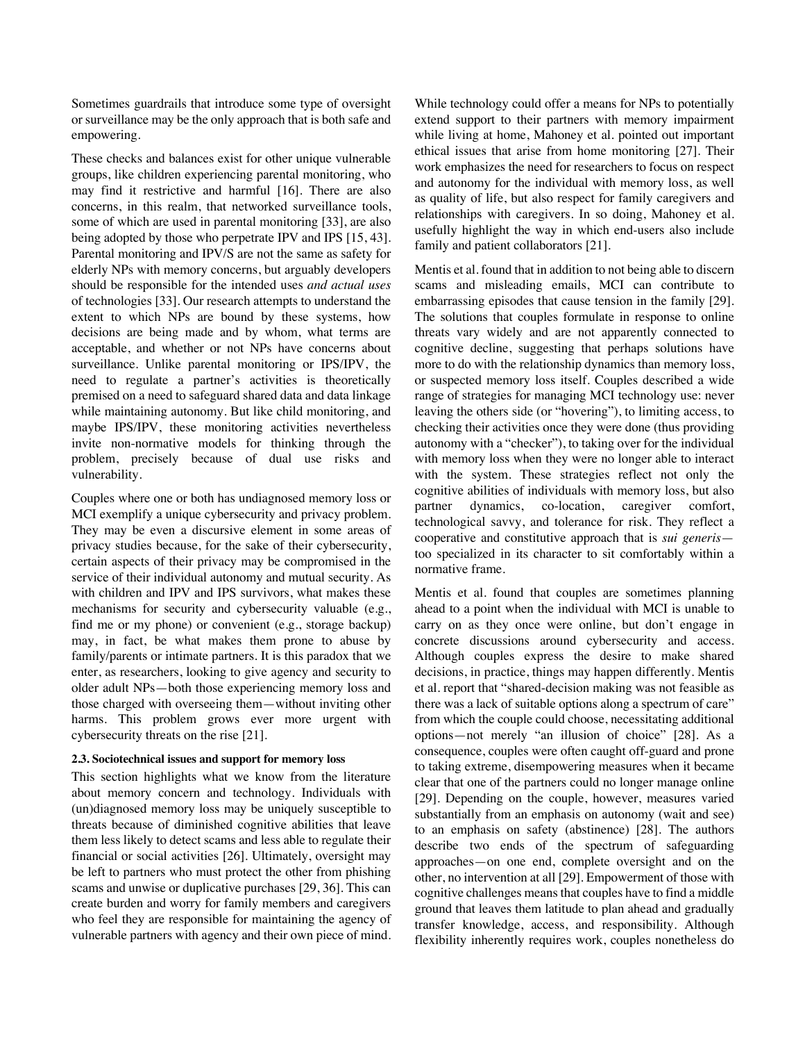Sometimes guardrails that introduce some type of oversight or surveillance may be the only approach that is both safe and empowering.

These checks and balances exist for other unique vulnerable groups, like children experiencing parental monitoring, who may find it restrictive and harmful [16]. There are also concerns, in this realm, that networked surveillance tools, some of which are used in parental monitoring [33], are also being adopted by those who perpetrate IPV and IPS [15, 43]. Parental monitoring and IPV/S are not the same as safety for elderly NPs with memory concerns, but arguably developers should be responsible for the intended uses *and actual uses* of technologies [33]. Our research attempts to understand the extent to which NPs are bound by these systems, how decisions are being made and by whom, what terms are acceptable, and whether or not NPs have concerns about surveillance. Unlike parental monitoring or IPS/IPV, the need to regulate a partner's activities is theoretically premised on a need to safeguard shared data and data linkage while maintaining autonomy. But like child monitoring, and maybe IPS/IPV, these monitoring activities nevertheless invite non-normative models for thinking through the problem, precisely because of dual use risks and vulnerability.

Couples where one or both has undiagnosed memory loss or MCI exemplify a unique cybersecurity and privacy problem. They may be even a discursive element in some areas of privacy studies because, for the sake of their cybersecurity, certain aspects of their privacy may be compromised in the service of their individual autonomy and mutual security. As with children and IPV and IPS survivors, what makes these mechanisms for security and cybersecurity valuable (e.g., find me or my phone) or convenient (e.g., storage backup) may, in fact, be what makes them prone to abuse by family/parents or intimate partners. It is this paradox that we enter, as researchers, looking to give agency and security to older adult NPs—both those experiencing memory loss and those charged with overseeing them—without inviting other harms. This problem grows ever more urgent with cybersecurity threats on the rise [21].

### 2.3. Sociotechnical issues and support for memory loss

This section highlights what we know from the literature about memory concern and technology. Individuals with (un)diagnosed memory loss may be uniquely susceptible to threats because of diminished cognitive abilities that leave them less likely to detect scams and less able to regulate their financial or social activities [26]. Ultimately, oversight may be left to partners who must protect the other from phishing scams and unwise or duplicative purchases [29, 36]. This can create burden and worry for family members and caregivers who feel they are responsible for maintaining the agency of vulnerable partners with agency and their own piece of mind.

While technology could offer a means for NPs to potentially extend support to their partners with memory impairment while living at home, Mahoney et al. pointed out important ethical issues that arise from home monitoring [27]. Their work emphasizes the need for researchers to focus on respect and autonomy for the individual with memory loss, as well as quality of life, but also respect for family caregivers and relationships with caregivers. In so doing, Mahoney et al. usefully highlight the way in which end-users also include family and patient collaborators [21].

Mentis et al. found that in addition to not being able to discern scams and misleading emails, MCI can contribute to embarrassing episodes that cause tension in the family [29]. The solutions that couples formulate in response to online threats vary widely and are not apparently connected to cognitive decline, suggesting that perhaps solutions have more to do with the relationship dynamics than memory loss, or suspected memory loss itself. Couples described a wide range of strategies for managing MCI technology use: never leaving the others side (or "hovering"), to limiting access, to checking their activities once they were done (thus providing autonomy with a "checker"), to taking over for the individual with memory loss when they were no longer able to interact with the system. These strategies reflect not only the cognitive abilities of individuals with memory loss, but also partner dynamics, co-location, caregiver comfort, technological savvy, and tolerance for risk. They reflect a cooperative and constitutive approach that is *sui generis*—too specialized in its character to sit comfortably within a normative frame.

Mentis et al. found that couples are sometimes planning ahead to a point when the individual with MCI is unable to carry on as they once were online, but don't engage in concrete discussions around cybersecurity and access. Although couples express the desire to make shared decisions, in practice, things may happen differently. Mentis et al. report that "shared-decision making was not feasible as there was a lack of suitable options along a spectrum of care" from which the couple could choose, necessitating additional options—not merely "an illusion of choice" [28]. As a consequence, couples were often caught off-guard and prone to taking extreme, disempowering measures when it became clear that one of the partners could no longer manage online [29]. Depending on the couple, however, measures varied substantially from an emphasis on autonomy (wait and see) to an emphasis on safety (abstinence) [28]. The authors describe two ends of the spectrum of safeguarding approaches—on one end, complete oversight and on the other, no intervention at all [29]. Empowerment of those with cognitive challenges means that couples have to find a middle ground that leaves them latitude to plan ahead and gradually transfer knowledge, access, and responsibility. Although flexibility inherently requires work, couples nonetheless do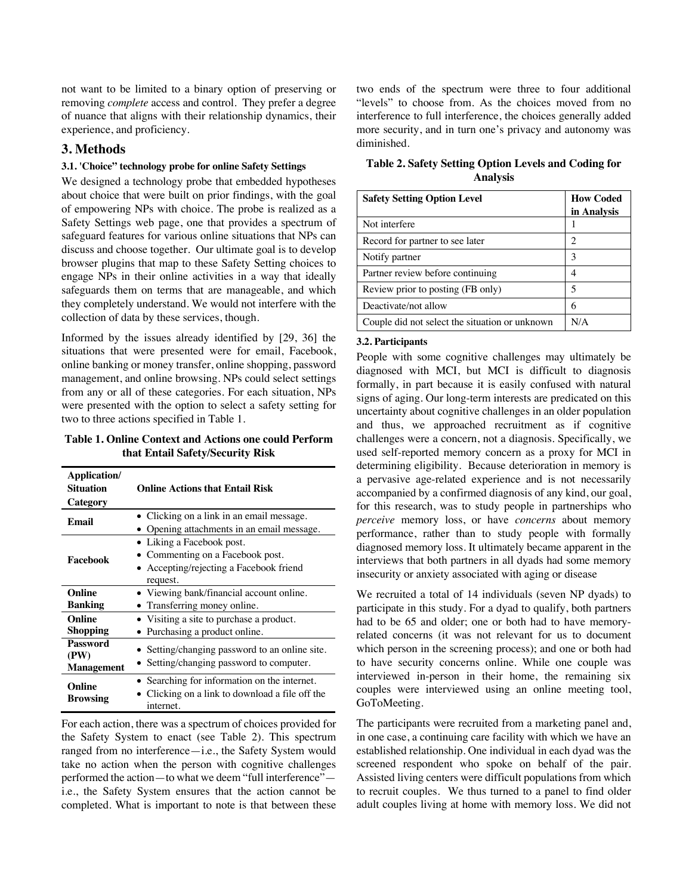not want to be limited to a binary option of preserving or removing *complete* access and control. They prefer a degree of nuance that aligns with their relationship dynamics, their experience, and proficiency.

## 3. Methods

### 3.1. 'Choice" technology probe for online Safety Settings

We designed a technology probe that embedded hypotheses about choice that were built on prior findings, with the goal of empowering NPs with choice. The probe is realized as a Safety Settings web page, one that provides a spectrum of safeguard features for various online situations that NPs can discuss and choose together. Our ultimate goal is to develop browser plugins that map to these Safety Setting choices to engage NPs in their online activities in a way that ideally safeguards them on terms that are manageable, and which they completely understand. We would not interfere with the collection of data by these services, though.

Informed by the issues already identified by [29, 36] the situations that were presented were for email, Facebook, online banking or money transfer, online shopping, password management, and online browsing. NPs could select settings from any or all of these categories. For each situation, NPs were presented with the option to select a safety setting for two to three actions specified in Table 1.

**Table 1. Online Context and Actions one could Perform that Entail Safety/Security Risk**

| Application/ Situation Category | Online Actions that Entail Risk |
|---|---|
| **Email** | • Clicking on a link in an email message.<br>• Opening attachments in an email message. |
| **Facebook** | • Liking a Facebook post.<br>• Commenting on a Facebook post.<br>• Accepting/rejecting a Facebook friend request. |
| **Online Banking** | • Viewing bank/financial account online.<br>• Transferring money online. |
| **Online Shopping** | • Visiting a site to purchase a product.<br>• Purchasing a product online. |
| **Password (PW) Management** | • Setting/changing password to an online site.<br>• Setting/changing password to computer. |
| **Online Browsing** | • Searching for information on the internet.<br>• Clicking on a link to download a file off the internet. |

For each action, there was a spectrum of choices provided for the Safety System to enact (see Table 2). This spectrum ranged from no interference—i.e., the Safety System would take no action when the person with cognitive challenges performed the action—to what we deem "full interference"—i.e., the Safety System ensures that the action cannot be completed. What is important to note is that between these two ends of the spectrum were three to four additional "levels" to choose from. As the choices moved from no interference to full interference, the choices generally added more security, and in turn one's privacy and autonomy was diminished.

**Table 2. Safety Setting Option Levels and Coding for Analysis**

| Safety Setting Option Level | How Coded in Analysis |
|---|---|
| Not interfere | 1 |
| Record for partner to see later | 2 |
| Notify partner | 3 |
| Partner review before continuing | 4 |
| Review prior to posting (FB only) | 5 |
| Deactivate/not allow | 6 |
| Couple did not select the situation or unknown | N/A |

### 3.2. Participants

People with some cognitive challenges may ultimately be diagnosed with MCI, but MCI is difficult to diagnosis formally, in part because it is easily confused with natural signs of aging. Our long-term interests are predicated on this uncertainty about cognitive challenges in an older population and thus, we approached recruitment as if cognitive challenges were a concern, not a diagnosis. Specifically, we used self-reported memory concern as a proxy for MCI in determining eligibility. Because deterioration in memory is a pervasive age-related experience and is not necessarily accompanied by a confirmed diagnosis of any kind, our goal, for this research, was to study people in partnerships who *perceive* memory loss, or have *concerns* about memory performance, rather than to study people with formally diagnosed memory loss. It ultimately became apparent in the interviews that both partners in all dyads had some memory insecurity or anxiety associated with aging or disease

We recruited a total of 14 individuals (seven NP dyads) to participate in this study. For a dyad to qualify, both partners had to be 65 and older; one or both had to have memory-related concerns (it was not relevant for us to document which person in the screening process); and one or both had to have security concerns online. While one couple was interviewed in-person in their home, the remaining six couples were interviewed using an online meeting tool, GoToMeeting.

The participants were recruited from a marketing panel and, in one case, a continuing care facility with which we have an established relationship. One individual in each dyad was the screened respondent who spoke on behalf of the pair. Assisted living centers were difficult populations from which to recruit couples. We thus turned to a panel to find older adult couples living at home with memory loss. We did not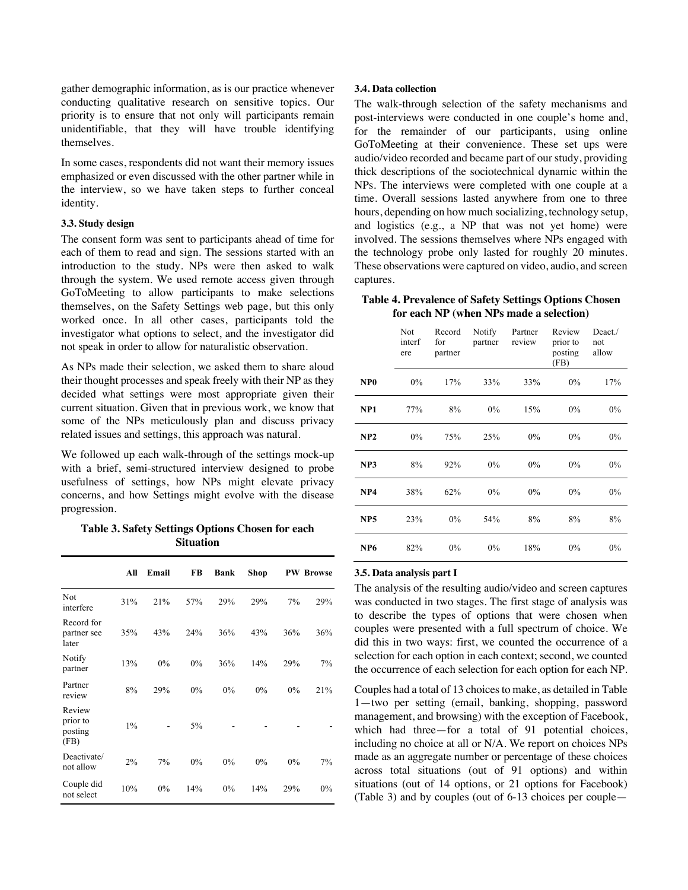gather demographic information, as is our practice whenever conducting qualitative research on sensitive topics. Our priority is to ensure that not only will participants remain unidentifiable, that they will have trouble identifying themselves.

In some cases, respondents did not want their memory issues emphasized or even discussed with the other partner while in the interview, so we have taken steps to further conceal identity.

### 3.3. Study design

The consent form was sent to participants ahead of time for each of them to read and sign. The sessions started with an introduction to the study. NPs were then asked to walk through the system. We used remote access given through GoToMeeting to allow participants to make selections themselves, on the Safety Settings web page, but this only worked once. In all other cases, participants told the investigator what options to select, and the investigator did not speak in order to allow for naturalistic observation.

As NPs made their selection, we asked them to share aloud their thought processes and speak freely with their NP as they decided what settings were most appropriate given their current situation. Given that in previous work, we know that some of the NPs meticulously plan and discuss privacy related issues and settings, this approach was natural.

We followed up each walk-through of the settings mock-up with a brief, semi-structured interview designed to probe usefulness of settings, how NPs might elevate privacy concerns, and how Settings might evolve with the disease progression.

**Table 3. Safety Settings Options Chosen for each Situation**

| | All | Email | FB | Bank | Shop | PW | Browse |
|---|---|---|---|---|---|---|---|
| Not interfere | 31% | 21% | 57% | 29% | 29% | 7% | 29% |
| Record for partner see later | 35% | 43% | 24% | 36% | 43% | 36% | 36% |
| Notify partner | 13% | 0% | 0% | 36% | 14% | 29% | 7% |
| Partner review | 8% | 29% | 0% | 0% | 0% | 0% | 21% |
| Review prior to posting (FB) | 1% | - | 5% | - | - | - | - |
| Deactivate/ not allow | 2% | 7% | 0% | 0% | 0% | 0% | 7% |
| Couple did not select | 10% | 0% | 14% | 0% | 14% | 29% | 0% |

### 3.4. Data collection

The walk-through selection of the safety mechanisms and post-interviews were conducted in one couple's home and, for the remainder of our participants, using online GoToMeeting at their convenience. These set ups were audio/video recorded and became part of our study, providing thick descriptions of the sociotechnical dynamic within the NPs. The interviews were completed with one couple at a time. Overall sessions lasted anywhere from one to three hours, depending on how much socializing, technology setup, and logistics (e.g., a NP that was not yet home) were involved. The sessions themselves where NPs engaged with the technology probe only lasted for roughly 20 minutes. These observations were captured on video, audio, and screen captures.

**Table 4. Prevalence of Safety Settings Options Chosen for each NP (when NPs made a selection)**

| | Not interf ere | Record for partner | Notify partner | Partner review | Review prior to posting (FB) | Deact./ not allow |
|---|---|---|---|---|---|---|
| **NP0** | 0% | 17% | 33% | 33% | 0% | 17% |
| **NP1** | 77% | 8% | 0% | 15% | 0% | 0% |
| **NP2** | 0% | 75% | 25% | 0% | 0% | 0% |
| **NP3** | 8% | 92% | 0% | 0% | 0% | 0% |
| **NP4** | 38% | 62% | 0% | 0% | 0% | 0% |
| **NP5** | 23% | 0% | 54% | 8% | 8% | 8% |
| **NP6** | 82% | 0% | 0% | 18% | 0% | 0% |

### 3.5. Data analysis part I

The analysis of the resulting audio/video and screen captures was conducted in two stages. The first stage of analysis was to describe the types of options that were chosen when couples were presented with a full spectrum of choice. We did this in two ways: first, we counted the occurrence of a selection for each option in each context; second, we counted the occurrence of each selection for each option for each NP.

Couples had a total of 13 choices to make, as detailed in Table 1—two per setting (email, banking, shopping, password management, and browsing) with the exception of Facebook, which had three—for a total of 91 potential choices, including no choice at all or N/A. We report on choices NPs made as an aggregate number or percentage of these choices across total situations (out of 91 options) and within situations (out of 14 options, or 21 options for Facebook) (Table 3) and by couples (out of 6-13 choices per couple—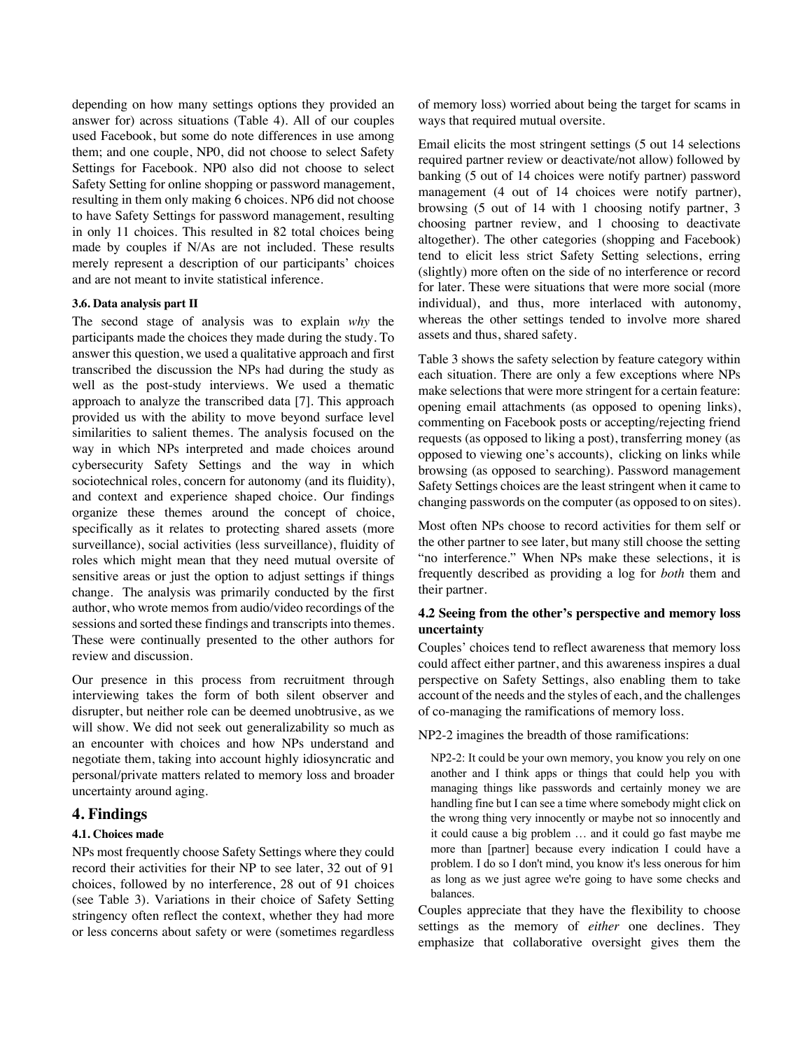depending on how many settings options they provided an answer for) across situations (Table 4). All of our couples used Facebook, but some do note differences in use among them; and one couple, NP0, did not choose to select Safety Settings for Facebook. NP0 also did not choose to select Safety Setting for online shopping or password management, resulting in them only making 6 choices. NP6 did not choose to have Safety Settings for password management, resulting in only 11 choices. This resulted in 82 total choices being made by couples if N/As are not included. These results merely represent a description of our participants' choices and are not meant to invite statistical inference.

#### 3.6. Data analysis part II

The second stage of analysis was to explain *why* the participants made the choices they made during the study. To answer this question, we used a qualitative approach and first transcribed the discussion the NPs had during the study as well as the post-study interviews. We used a thematic approach to analyze the transcribed data [7]. This approach provided us with the ability to move beyond surface level similarities to salient themes. The analysis focused on the way in which NPs interpreted and made choices around cybersecurity Safety Settings and the way in which sociotechnical roles, concern for autonomy (and its fluidity), and context and experience shaped choice. Our findings organize these themes around the concept of choice, specifically as it relates to protecting shared assets (more surveillance), social activities (less surveillance), fluidity of roles which might mean that they need mutual oversite of sensitive areas or just the option to adjust settings if things change. The analysis was primarily conducted by the first author, who wrote memos from audio/video recordings of the sessions and sorted these findings and transcripts into themes. These were continually presented to the other authors for review and discussion.

Our presence in this process from recruitment through interviewing takes the form of both silent observer and disrupter, but neither role can be deemed unobtrusive, as we will show. We did not seek out generalizability so much as an encounter with choices and how NPs understand and negotiate them, taking into account highly idiosyncratic and personal/private matters related to memory loss and broader uncertainty around aging.

## 4. Findings

#### 4.1. Choices made

NPs most frequently choose Safety Settings where they could record their activities for their NP to see later, 32 out of 91 choices, followed by no interference, 28 out of 91 choices (see Table 3). Variations in their choice of Safety Setting stringency often reflect the context, whether they had more or less concerns about safety or were (sometimes regardless of memory loss) worried about being the target for scams in ways that required mutual oversite.

Email elicits the most stringent settings (5 out 14 selections required partner review or deactivate/not allow) followed by banking (5 out of 14 choices were notify partner) password management (4 out of 14 choices were notify partner), browsing (5 out of 14 with 1 choosing notify partner, 3 choosing partner review, and 1 choosing to deactivate altogether). The other categories (shopping and Facebook) tend to elicit less strict Safety Setting selections, erring (slightly) more often on the side of no interference or record for later. These were situations that were more social (more individual), and thus, more interlaced with autonomy, whereas the other settings tended to involve more shared assets and thus, shared safety.

Table 3 shows the safety selection by feature category within each situation. There are only a few exceptions where NPs make selections that were more stringent for a certain feature: opening email attachments (as opposed to opening links), commenting on Facebook posts or accepting/rejecting friend requests (as opposed to liking a post), transferring money (as opposed to viewing one's accounts), clicking on links while browsing (as opposed to searching). Password management Safety Settings choices are the least stringent when it came to changing passwords on the computer (as opposed to on sites).

Most often NPs choose to record activities for them self or the other partner to see later, but many still choose the setting "no interference." When NPs make these selections, it is frequently described as providing a log for *both* them and their partner.

### 4.2 Seeing from the other's perspective and memory loss uncertainty

Couples' choices tend to reflect awareness that memory loss could affect either partner, and this awareness inspires a dual perspective on Safety Settings, also enabling them to take account of the needs and the styles of each, and the challenges of co-managing the ramifications of memory loss.

NP2-2 imagines the breadth of those ramifications:

> NP2-2: It could be your own memory, you know you rely on one another and I think apps or things that could help you with managing things like passwords and certainly money we are handling fine but I can see a time where somebody might click on the wrong thing very innocently or maybe not so innocently and it could cause a big problem … and it could go fast maybe me more than [partner] because every indication I could have a problem. I do so I don't mind, you know it's less onerous for him as long as we just agree we're going to have some checks and balances.

Couples appreciate that they have the flexibility to choose settings as the memory of *either* one declines. They emphasize that collaborative oversight gives them the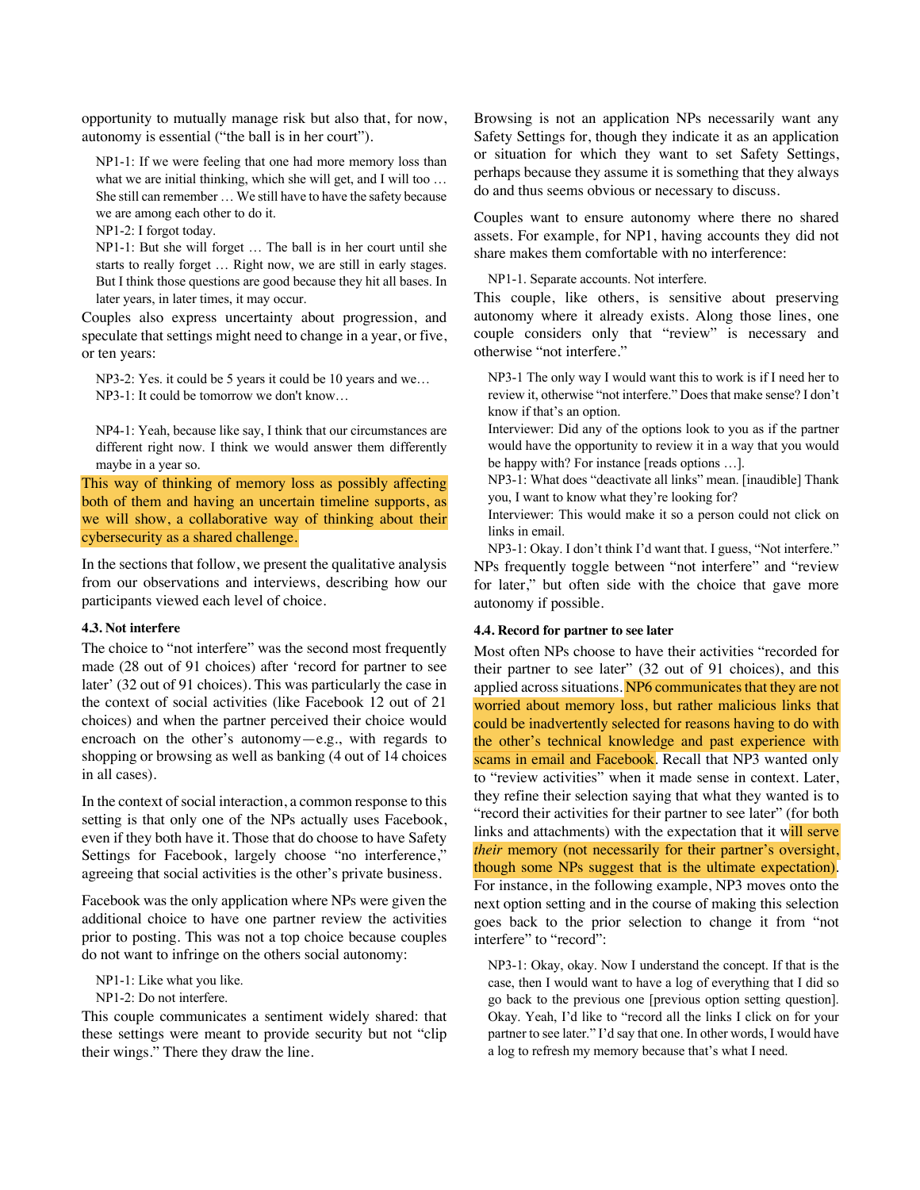opportunity to mutually manage risk but also that, for now, autonomy is essential ("the ball is in her court").

> NP1-1: If we were feeling that one had more memory loss than what we are initial thinking, which she will get, and I will too … She still can remember … We still have to have the safety because we are among each other to do it.
>
> NP1-2: I forgot today.
>
> NP1-1: But she will forget … The ball is in her court until she starts to really forget … Right now, we are still in early stages. But I think those questions are good because they hit all bases. In later years, in later times, it may occur.

Couples also express uncertainty about progression, and speculate that settings might need to change in a year, or five, or ten years:

> NP3-2: Yes. it could be 5 years it could be 10 years and we…
>
> NP3-1: It could be tomorrow we don't know…

> NP4-1: Yeah, because like say, I think that our circumstances are different right now. I think we would answer them differently maybe in a year so.

This way of thinking of memory loss as possibly affecting both of them and having an uncertain timeline supports, as we will show, a collaborative way of thinking about their cybersecurity as a shared challenge.

In the sections that follow, we present the qualitative analysis from our observations and interviews, describing how our participants viewed each level of choice.

### 4.3. Not interfere

The choice to "not interfere" was the second most frequently made (28 out of 91 choices) after 'record for partner to see later' (32 out of 91 choices). This was particularly the case in the context of social activities (like Facebook 12 out of 21 choices) and when the partner perceived their choice would encroach on the other's autonomy—e.g., with regards to shopping or browsing as well as banking (4 out of 14 choices in all cases).

In the context of social interaction, a common response to this setting is that only one of the NPs actually uses Facebook, even if they both have it. Those that do choose to have Safety Settings for Facebook, largely choose "no interference," agreeing that social activities is the other's private business.

Facebook was the only application where NPs were given the additional choice to have one partner review the activities prior to posting. This was not a top choice because couples do not want to infringe on the others social autonomy:

> NP1-1: Like what you like.
>
> NP1-2: Do not interfere.

This couple communicates a sentiment widely shared: that these settings were meant to provide security but not "clip their wings." There they draw the line.

Browsing is not an application NPs necessarily want any Safety Settings for, though they indicate it as an application or situation for which they want to set Safety Settings, perhaps because they assume it is something that they always do and thus seems obvious or necessary to discuss.

Couples want to ensure autonomy where there no shared assets. For example, for NP1, having accounts they did not share makes them comfortable with no interference:

> NP1-1. Separate accounts. Not interfere.

This couple, like others, is sensitive about preserving autonomy where it already exists. Along those lines, one couple considers only that "review" is necessary and otherwise "not interfere."

> NP3-1 The only way I would want this to work is if I need her to review it, otherwise "not interfere." Does that make sense? I don't know if that's an option.
>
> Interviewer: Did any of the options look to you as if the partner would have the opportunity to review it in a way that you would be happy with? For instance [reads options …].
>
> NP3-1: What does "deactivate all links" mean. [inaudible] Thank you, I want to know what they're looking for?
>
> Interviewer: This would make it so a person could not click on links in email.
>
> NP3-1: Okay. I don't think I'd want that. I guess, "Not interfere."

NPs frequently toggle between "not interfere" and "review for later," but often side with the choice that gave more autonomy if possible.

### 4.4. Record for partner to see later

Most often NPs choose to have their activities "recorded for their partner to see later" (32 out of 91 choices), and this applied across situations. NP6 communicates that they are not worried about memory loss, but rather malicious links that could be inadvertently selected for reasons having to do with the other's technical knowledge and past experience with scams in email and Facebook. Recall that NP3 wanted only to "review activities" when it made sense in context. Later, they refine their selection saying that what they wanted is to "record their activities for their partner to see later" (for both links and attachments) with the expectation that it will serve *their* memory (not necessarily for their partner's oversight, though some NPs suggest that is the ultimate expectation). For instance, in the following example, NP3 moves onto the next option setting and in the course of making this selection goes back to the prior selection to change it from "not interfere" to "record":

> NP3-1: Okay, okay. Now I understand the concept. If that is the case, then I would want to have a log of everything that I did so go back to the previous one [previous option setting question]. Okay. Yeah, I'd like to "record all the links I click on for your partner to see later." I'd say that one. In other words, I would have a log to refresh my memory because that's what I need.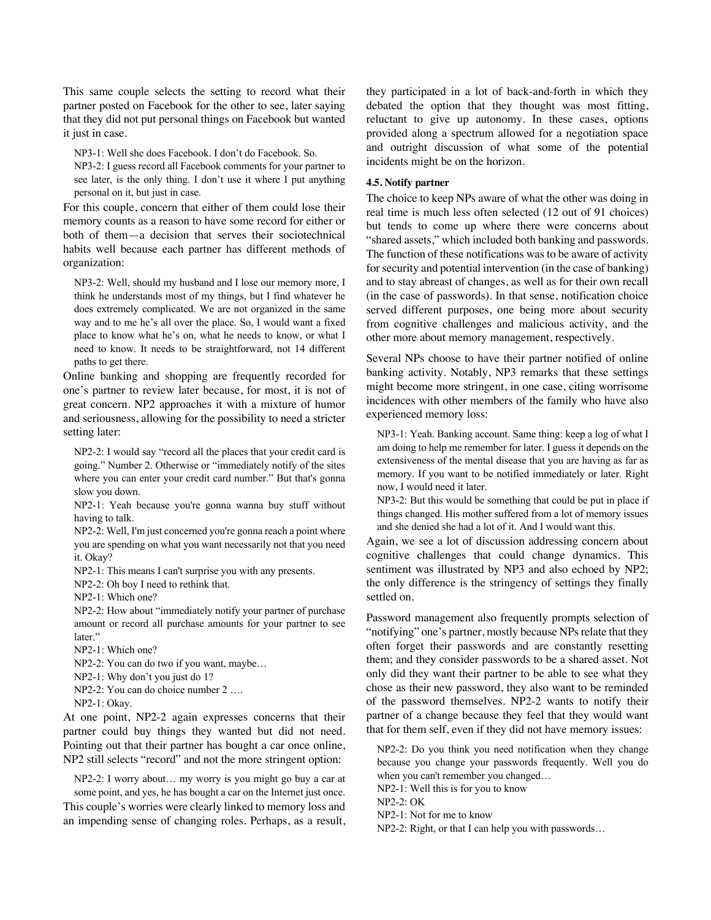This same couple selects the setting to record what their partner posted on Facebook for the other to see, later saying that they did not put personal things on Facebook but wanted it just in case.

> NP3-1: Well she does Facebook. I don't do Facebook. So.
> NP3-2: I guess record all Facebook comments for your partner to see later, is the only thing. I don't use it where I put anything personal on it, but just in case.

For this couple, concern that either of them could lose their memory counts as a reason to have some record for either or both of them—a decision that serves their sociotechnical habits well because each partner has different methods of organization:

> NP3-2: Well, should my husband and I lose our memory more, I think he understands most of my things, but I find whatever he does extremely complicated. We are not organized in the same way and to me he's all over the place. So, I would want a fixed place to know what he's on, what he needs to know, or what I need to know. It needs to be straightforward, not 14 different paths to get there.

Online banking and shopping are frequently recorded for one's partner to review later because, for most, it is not of great concern. NP2 approaches it with a mixture of humor and seriousness, allowing for the possibility to need a stricter setting later:

> NP2-2: I would say "record all the places that your credit card is going." Number 2. Otherwise or "immediately notify of the sites where you can enter your credit card number." But that's gonna slow you down.
> NP2-1: Yeah because you're gonna wanna buy stuff without having to talk.
> NP2-2: Well, I'm just concerned you're gonna reach a point where you are spending on what you want necessarily not that you need it. Okay?
> NP2-1: This means I can't surprise you with any presents.
> NP2-2: Oh boy I need to rethink that.
> NP2-1: Which one?
> NP2-2: How about "immediately notify your partner of purchase amount or record all purchase amounts for your partner to see later."
> NP2-1: Which one?
> NP2-2: You can do two if you want, maybe…
> NP2-1: Why don't you just do 1?
> NP2-2: You can do choice number 2 ….
> NP2-1: Okay.

At one point, NP2-2 again expresses concerns that their partner could buy things they wanted but did not need. Pointing out that their partner has bought a car once online, NP2 still selects "record" and not the more stringent option:

> NP2-2: I worry about… my worry is you might go buy a car at some point, and yes, he has bought a car on the Internet just once.

This couple's worries were clearly linked to memory loss and an impending sense of changing roles. Perhaps, as a result, they participated in a lot of back-and-forth in which they debated the option that they thought was most fitting, reluctant to give up autonomy. In these cases, options provided along a spectrum allowed for a negotiation space and outright discussion of what some of the potential incidents might be on the horizon.

### 4.5. Notify partner

The choice to keep NPs aware of what the other was doing in real time is much less often selected (12 out of 91 choices) but tends to come up where there were concerns about "shared assets," which included both banking and passwords. The function of these notifications was to be aware of activity for security and potential intervention (in the case of banking) and to stay abreast of changes, as well as for their own recall (in the case of passwords). In that sense, notification choice served different purposes, one being more about security from cognitive challenges and malicious activity, and the other more about memory management, respectively.

Several NPs choose to have their partner notified of online banking activity. Notably, NP3 remarks that these settings might become more stringent, in one case, citing worrisome incidences with other members of the family who have also experienced memory loss:

> NP3-1: Yeah. Banking account. Same thing: keep a log of what I am doing to help me remember for later. I guess it depends on the extensiveness of the mental disease that you are having as far as memory. If you want to be notified immediately or later. Right now, I would need it later.
> NP3-2: But this would be something that could be put in place if things changed. His mother suffered from a lot of memory issues and she denied she had a lot of it. And I would want this.

Again, we see a lot of discussion addressing concern about cognitive challenges that could change dynamics. This sentiment was illustrated by NP3 and also echoed by NP2; the only difference is the stringency of settings they finally settled on.

Password management also frequently prompts selection of "notifying" one's partner, mostly because NPs relate that they often forget their passwords and are constantly resetting them; and they consider passwords to be a shared asset. Not only did they want their partner to be able to see what they chose as their new password, they also want to be reminded of the password themselves. NP2-2 wants to notify their partner of a change because they feel that they would want that for them self, even if they did not have memory issues:

> NP2-2: Do you think you need notification when they change because you change your passwords frequently. Well you do when you can't remember you changed…
> NP2-1: Well this is for you to know
> NP2-2: OK
> NP2-1: Not for me to know
> NP2-2: Right, or that I can help you with passwords…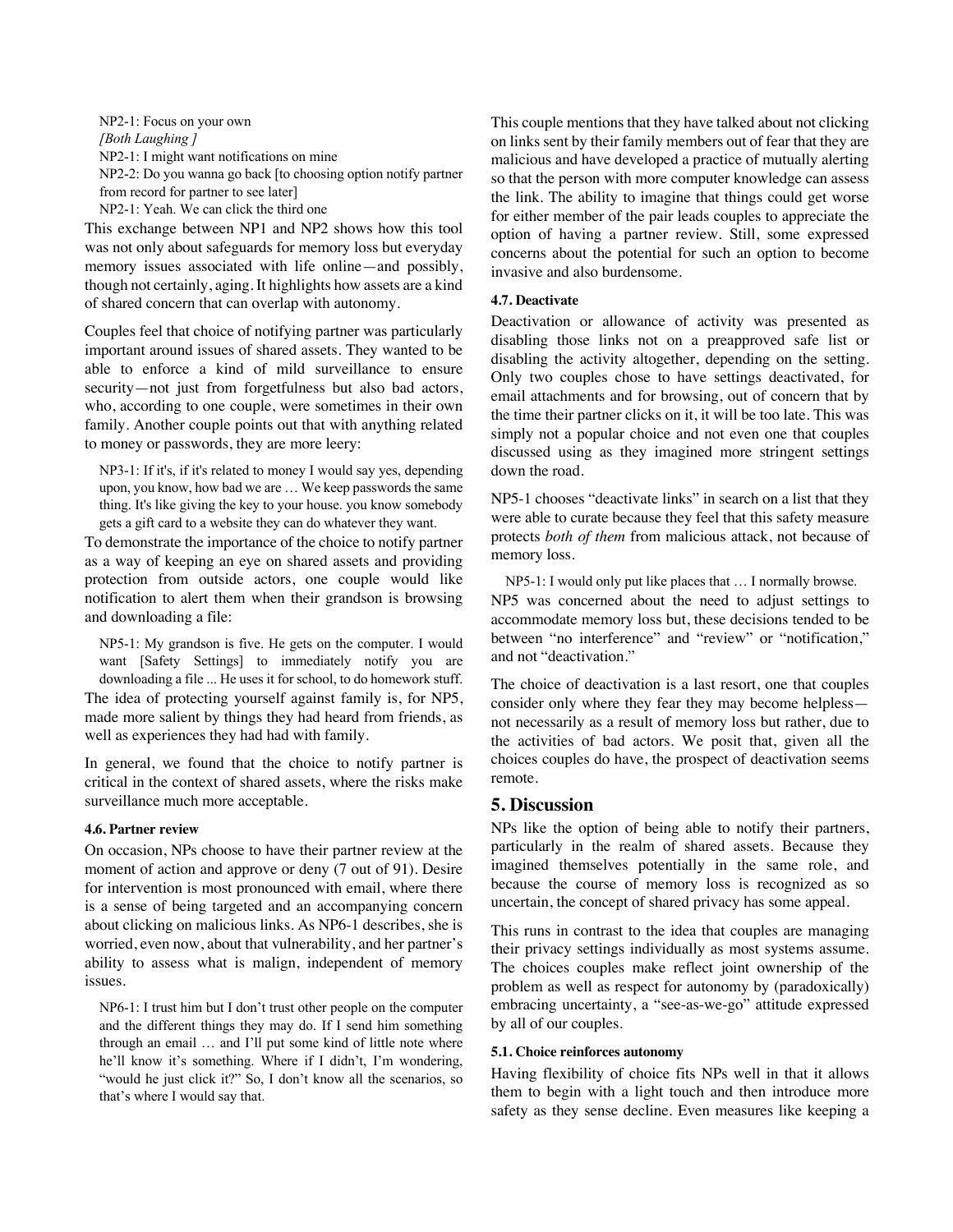NP2-1: Focus on your own

*[Both Laughing ]*

NP2-1: I might want notifications on mine

NP2-2: Do you wanna go back [to choosing option notify partner from record for partner to see later]

NP2-1: Yeah. We can click the third one

This exchange between NP1 and NP2 shows how this tool was not only about safeguards for memory loss but everyday memory issues associated with life online—and possibly, though not certainly, aging. It highlights how assets are a kind of shared concern that can overlap with autonomy.

Couples feel that choice of notifying partner was particularly important around issues of shared assets. They wanted to be able to enforce a kind of mild surveillance to ensure security—not just from forgetfulness but also bad actors, who, according to one couple, were sometimes in their own family. Another couple points out that with anything related to money or passwords, they are more leery:

> NP3-1: If it's, if it's related to money I would say yes, depending upon, you know, how bad we are … We keep passwords the same thing. It's like giving the key to your house. you know somebody gets a gift card to a website they can do whatever they want.

To demonstrate the importance of the choice to notify partner as a way of keeping an eye on shared assets and providing protection from outside actors, one couple would like notification to alert them when their grandson is browsing and downloading a file:

> NP5-1: My grandson is five. He gets on the computer. I would want [Safety Settings] to immediately notify you are downloading a file ... He uses it for school, to do homework stuff.

The idea of protecting yourself against family is, for NP5, made more salient by things they had heard from friends, as well as experiences they had had with family.

In general, we found that the choice to notify partner is critical in the context of shared assets, where the risks make surveillance much more acceptable.

#### 4.6. Partner review

On occasion, NPs choose to have their partner review at the moment of action and approve or deny (7 out of 91). Desire for intervention is most pronounced with email, where there is a sense of being targeted and an accompanying concern about clicking on malicious links. As NP6-1 describes, she is worried, even now, about that vulnerability, and her partner's ability to assess what is malign, independent of memory issues.

> NP6-1: I trust him but I don't trust other people on the computer and the different things they may do. If I send him something through an email … and I'll put some kind of little note where he'll know it's something. Where if I didn't, I'm wondering, "would he just click it?" So, I don't know all the scenarios, so that's where I would say that.

This couple mentions that they have talked about not clicking on links sent by their family members out of fear that they are malicious and have developed a practice of mutually alerting so that the person with more computer knowledge can assess the link. The ability to imagine that things could get worse for either member of the pair leads couples to appreciate the option of having a partner review. Still, some expressed concerns about the potential for such an option to become invasive and also burdensome.

#### 4.7. Deactivate

Deactivation or allowance of activity was presented as disabling those links not on a preapproved safe list or disabling the activity altogether, depending on the setting. Only two couples chose to have settings deactivated, for email attachments and for browsing, out of concern that by the time their partner clicks on it, it will be too late. This was simply not a popular choice and not even one that couples discussed using as they imagined more stringent settings down the road.

NP5-1 chooses "deactivate links" in search on a list that they were able to curate because they feel that this safety measure protects *both of them* from malicious attack, not because of memory loss.

> NP5-1: I would only put like places that … I normally browse.

NP5 was concerned about the need to adjust settings to accommodate memory loss but, these decisions tended to be between "no interference" and "review" or "notification," and not "deactivation."

The choice of deactivation is a last resort, one that couples consider only where they fear they may become helpless—not necessarily as a result of memory loss but rather, due to the activities of bad actors. We posit that, given all the choices couples do have, the prospect of deactivation seems remote.

## 5. Discussion

NPs like the option of being able to notify their partners, particularly in the realm of shared assets. Because they imagined themselves potentially in the same role, and because the course of memory loss is recognized as so uncertain, the concept of shared privacy has some appeal.

This runs in contrast to the idea that couples are managing their privacy settings individually as most systems assume. The choices couples make reflect joint ownership of the problem as well as respect for autonomy by (paradoxically) embracing uncertainty, a "see-as-we-go" attitude expressed by all of our couples.

#### 5.1. Choice reinforces autonomy

Having flexibility of choice fits NPs well in that it allows them to begin with a light touch and then introduce more safety as they sense decline. Even measures like keeping a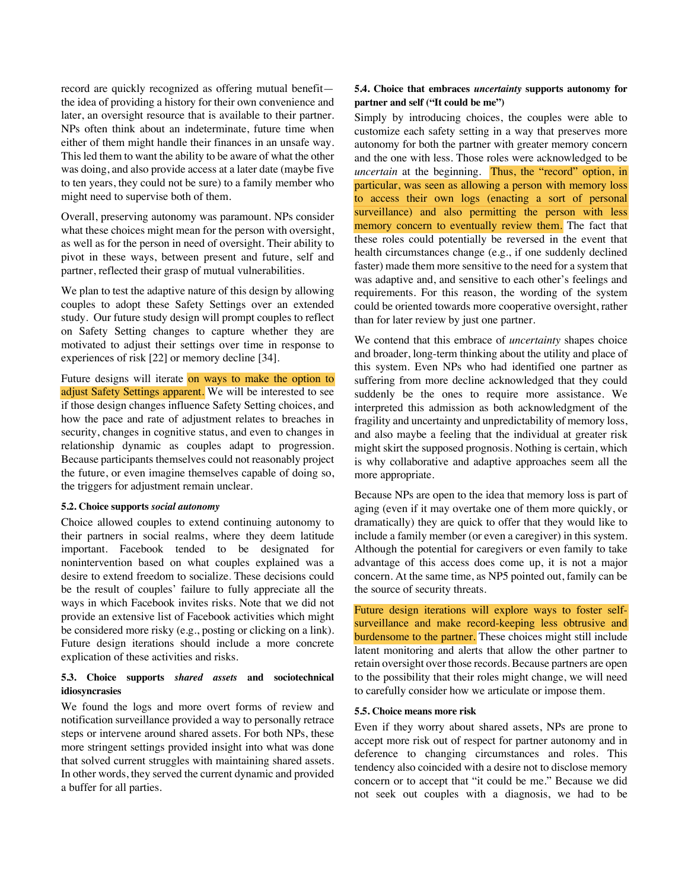record are quickly recognized as offering mutual benefit—the idea of providing a history for their own convenience and later, an oversight resource that is available to their partner. NPs often think about an indeterminate, future time when either of them might handle their finances in an unsafe way. This led them to want the ability to be aware of what the other was doing, and also provide access at a later date (maybe five to ten years, they could not be sure) to a family member who might need to supervise both of them.

Overall, preserving autonomy was paramount. NPs consider what these choices might mean for the person with oversight, as well as for the person in need of oversight. Their ability to pivot in these ways, between present and future, self and partner, reflected their grasp of mutual vulnerabilities.

We plan to test the adaptive nature of this design by allowing couples to adopt these Safety Settings over an extended study. Our future study design will prompt couples to reflect on Safety Setting changes to capture whether they are motivated to adjust their settings over time in response to experiences of risk [22] or memory decline [34].

Future designs will iterate on ways to make the option to adjust Safety Settings apparent. We will be interested to see if those design changes influence Safety Setting choices, and how the pace and rate of adjustment relates to breaches in security, changes in cognitive status, and even to changes in relationship dynamic as couples adapt to progression. Because participants themselves could not reasonably project the future, or even imagine themselves capable of doing so, the triggers for adjustment remain unclear.

#### 5.2. Choice supports *social autonomy*

Choice allowed couples to extend continuing autonomy to their partners in social realms, where they deem latitude important. Facebook tended to be designated for nonintervention based on what couples explained was a desire to extend freedom to socialize. These decisions could be the result of couples' failure to fully appreciate all the ways in which Facebook invites risks. Note that we did not provide an extensive list of Facebook activities which might be considered more risky (e.g., posting or clicking on a link). Future design iterations should include a more concrete explication of these activities and risks.

#### 5.3. Choice supports *shared assets* and sociotechnical idiosyncrasies

We found the logs and more overt forms of review and notification surveillance provided a way to personally retrace steps or intervene around shared assets. For both NPs, these more stringent settings provided insight into what was done that solved current struggles with maintaining shared assets. In other words, they served the current dynamic and provided a buffer for all parties.

#### 5.4. Choice that embraces *uncertainty* supports autonomy for partner and self ("It could be me")

Simply by introducing choices, the couples were able to customize each safety setting in a way that preserves more autonomy for both the partner with greater memory concern and the one with less. Those roles were acknowledged to be *uncertain* at the beginning. Thus, the "record" option, in particular, was seen as allowing a person with memory loss to access their own logs (enacting a sort of personal surveillance) and also permitting the person with less memory concern to eventually review them. The fact that these roles could potentially be reversed in the event that health circumstances change (e.g., if one suddenly declined faster) made them more sensitive to the need for a system that was adaptive and, and sensitive to each other's feelings and requirements. For this reason, the wording of the system could be oriented towards more cooperative oversight, rather than for later review by just one partner.

We contend that this embrace of *uncertainty* shapes choice and broader, long-term thinking about the utility and place of this system. Even NPs who had identified one partner as suffering from more decline acknowledged that they could suddenly be the ones to require more assistance. We interpreted this admission as both acknowledgment of the fragility and uncertainty and unpredictability of memory loss, and also maybe a feeling that the individual at greater risk might skirt the supposed prognosis. Nothing is certain, which is why collaborative and adaptive approaches seem all the more appropriate.

Because NPs are open to the idea that memory loss is part of aging (even if it may overtake one of them more quickly, or dramatically) they are quick to offer that they would like to include a family member (or even a caregiver) in this system. Although the potential for caregivers or even family to take advantage of this access does come up, it is not a major concern. At the same time, as NP5 pointed out, family can be the source of security threats.

Future design iterations will explore ways to foster self-surveillance and make record-keeping less obtrusive and burdensome to the partner. These choices might still include latent monitoring and alerts that allow the other partner to retain oversight over those records. Because partners are open to the possibility that their roles might change, we will need to carefully consider how we articulate or impose them.

#### 5.5. Choice means more risk

Even if they worry about shared assets, NPs are prone to accept more risk out of respect for partner autonomy and in deference to changing circumstances and roles. This tendency also coincided with a desire not to disclose memory concern or to accept that "it could be me." Because we did not seek out couples with a diagnosis, we had to be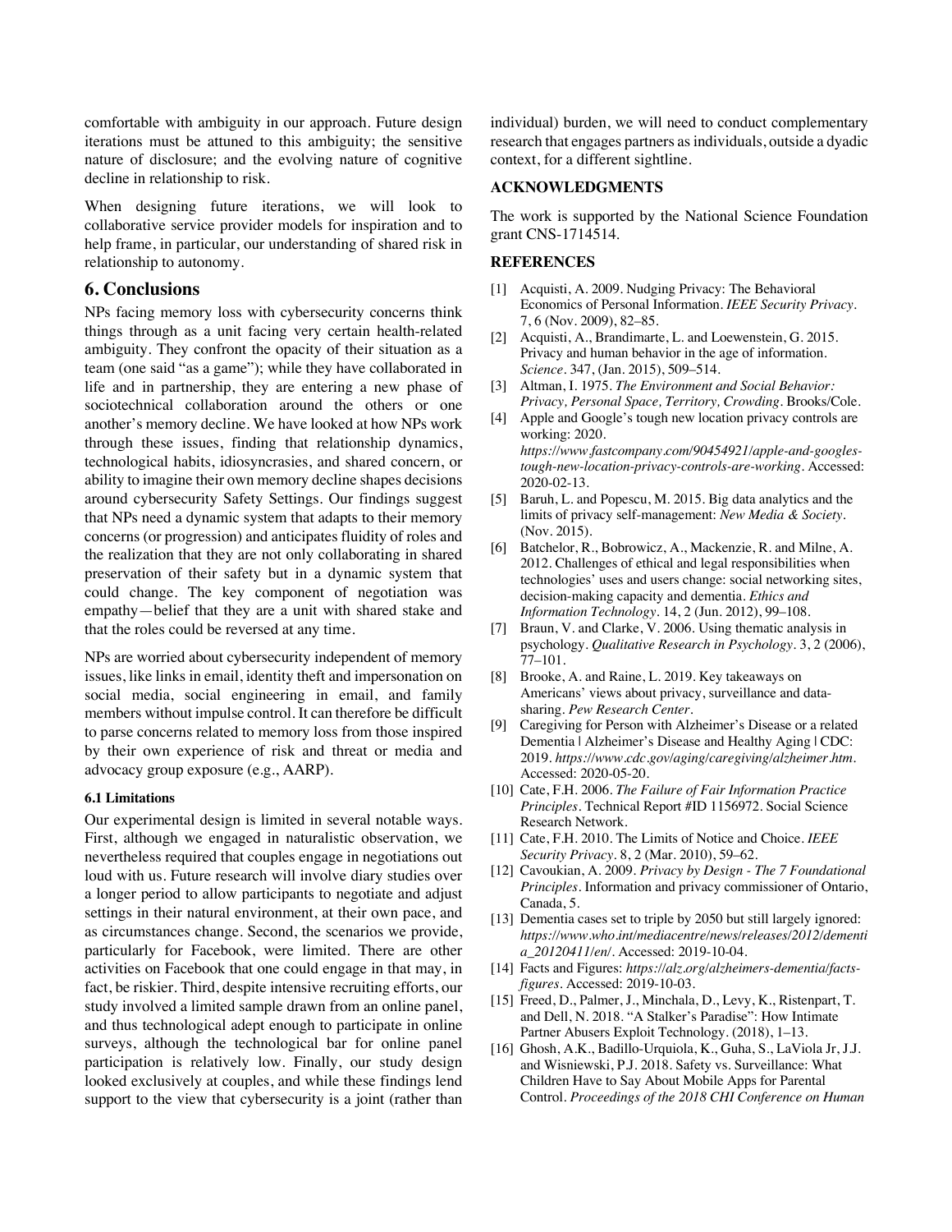comfortable with ambiguity in our approach. Future design iterations must be attuned to this ambiguity; the sensitive nature of disclosure; and the evolving nature of cognitive decline in relationship to risk.

When designing future iterations, we will look to collaborative service provider models for inspiration and to help frame, in particular, our understanding of shared risk in relationship to autonomy.

## 6. Conclusions

NPs facing memory loss with cybersecurity concerns think things through as a unit facing very certain health-related ambiguity. They confront the opacity of their situation as a team (one said "as a game"); while they have collaborated in life and in partnership, they are entering a new phase of sociotechnical collaboration around the others or one another's memory decline. We have looked at how NPs work through these issues, finding that relationship dynamics, technological habits, idiosyncrasies, and shared concern, or ability to imagine their own memory decline shapes decisions around cybersecurity Safety Settings. Our findings suggest that NPs need a dynamic system that adapts to their memory concerns (or progression) and anticipates fluidity of roles and the realization that they are not only collaborating in shared preservation of their safety but in a dynamic system that could change. The key component of negotiation was empathy—belief that they are a unit with shared stake and that the roles could be reversed at any time.

NPs are worried about cybersecurity independent of memory issues, like links in email, identity theft and impersonation on social media, social engineering in email, and family members without impulse control. It can therefore be difficult to parse concerns related to memory loss from those inspired by their own experience of risk and threat or media and advocacy group exposure (e.g., AARP).

### 6.1 Limitations

Our experimental design is limited in several notable ways. First, although we engaged in naturalistic observation, we nevertheless required that couples engage in negotiations out loud with us. Future research will involve diary studies over a longer period to allow participants to negotiate and adjust settings in their natural environment, at their own pace, and as circumstances change. Second, the scenarios we provide, particularly for Facebook, were limited. There are other activities on Facebook that one could engage in that may, in fact, be riskier. Third, despite intensive recruiting efforts, our study involved a limited sample drawn from an online panel, and thus technological adept enough to participate in online surveys, although the technological bar for online panel participation is relatively low. Finally, our study design looked exclusively at couples, and while these findings lend support to the view that cybersecurity is a joint (rather than individual) burden, we will need to conduct complementary research that engages partners as individuals, outside a dyadic context, for a different sightline.

## ACKNOWLEDGMENTS

The work is supported by the National Science Foundation grant CNS-1714514.

## REFERENCES

[1] Acquisti, A. 2009. Nudging Privacy: The Behavioral Economics of Personal Information. *IEEE Security Privacy*. 7, 6 (Nov. 2009), 82–85.

[2] Acquisti, A., Brandimarte, L. and Loewenstein, G. 2015. Privacy and human behavior in the age of information. *Science*. 347, (Jan. 2015), 509–514.

[3] Altman, I. 1975. *The Environment and Social Behavior: Privacy, Personal Space, Territory, Crowding*. Brooks/Cole.

[4] Apple and Google's tough new location privacy controls are working: 2020. *https://www.fastcompany.com/90454921/apple-and-googles-tough-new-location-privacy-controls-are-working*. Accessed: 2020-02-13.

[5] Baruh, L. and Popescu, M. 2015. Big data analytics and the limits of privacy self-management: *New Media & Society*. (Nov. 2015).

[6] Batchelor, R., Bobrowicz, A., Mackenzie, R. and Milne, A. 2012. Challenges of ethical and legal responsibilities when technologies' uses and users change: social networking sites, decision-making capacity and dementia. *Ethics and Information Technology*. 14, 2 (Jun. 2012), 99–108.

[7] Braun, V. and Clarke, V. 2006. Using thematic analysis in psychology. *Qualitative Research in Psychology*. 3, 2 (2006), 77–101.

[8] Brooke, A. and Raine, L. 2019. Key takeaways on Americans' views about privacy, surveillance and data-sharing. *Pew Research Center*.

[9] Caregiving for Person with Alzheimer's Disease or a related Dementia | Alzheimer's Disease and Healthy Aging | CDC: 2019. *https://www.cdc.gov/aging/caregiving/alzheimer.htm*. Accessed: 2020-05-20.

[10] Cate, F.H. 2006. *The Failure of Fair Information Practice Principles*. Technical Report #ID 1156972. Social Science Research Network.

[11] Cate, F.H. 2010. The Limits of Notice and Choice. *IEEE Security Privacy*. 8, 2 (Mar. 2010), 59–62.

[12] Cavoukian, A. 2009. *Privacy by Design - The 7 Foundational Principles*. Information and privacy commissioner of Ontario, Canada, 5.

[13] Dementia cases set to triple by 2050 but still largely ignored: *https://www.who.int/mediacentre/news/releases/2012/dementia_20120411/en/*. Accessed: 2019-10-04.

[14] Facts and Figures: *https://alz.org/alzheimers-dementia/facts-figures*. Accessed: 2019-10-03.

[15] Freed, D., Palmer, J., Minchala, D., Levy, K., Ristenpart, T. and Dell, N. 2018. "A Stalker's Paradise": How Intimate Partner Abusers Exploit Technology. (2018), 1–13.

[16] Ghosh, A.K., Badillo-Urquiola, K., Guha, S., LaViola Jr, J.J. and Wisniewski, P.J. 2018. Safety vs. Surveillance: What Children Have to Say About Mobile Apps for Parental Control. *Proceedings of the 2018 CHI Conference on Human*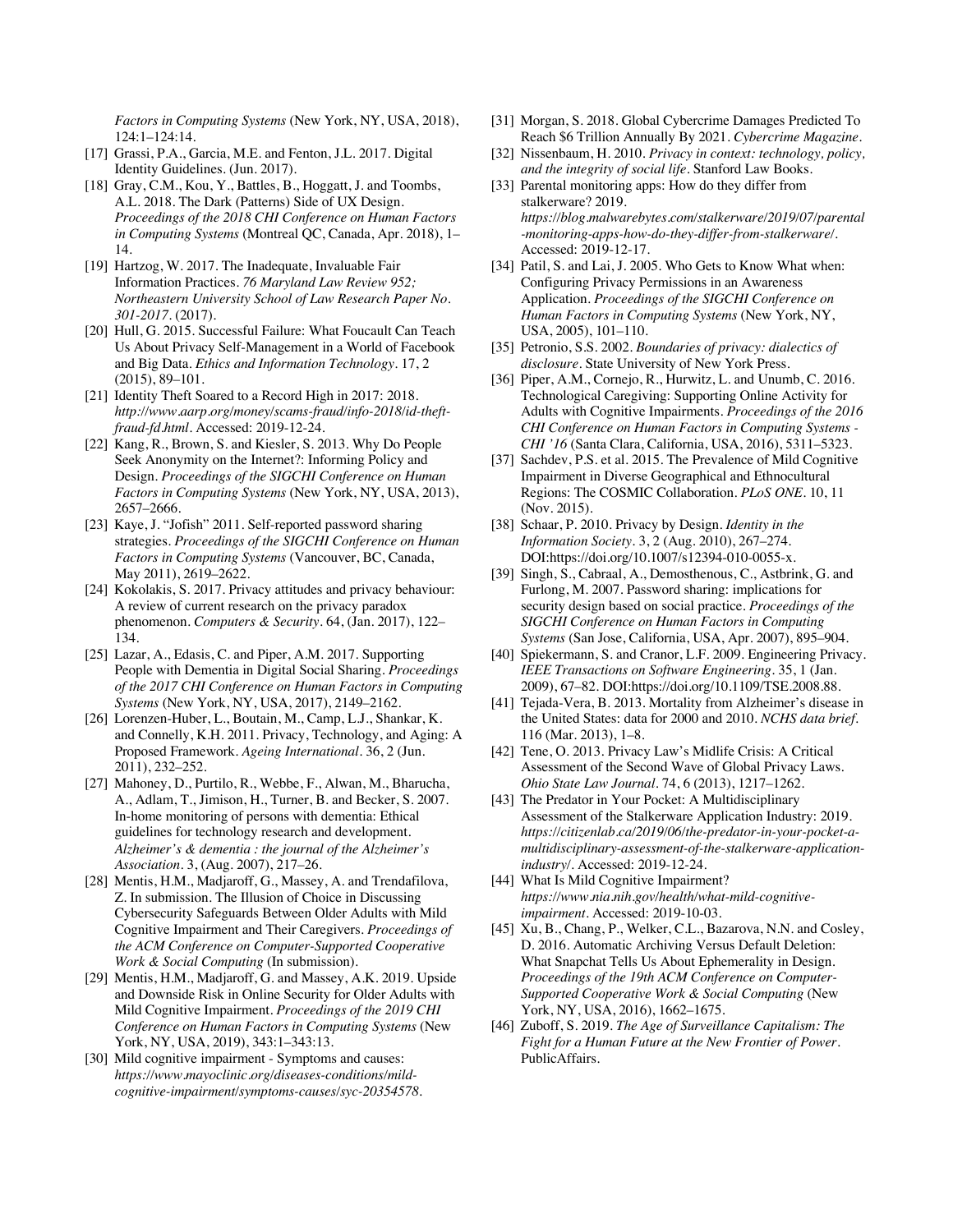*Factors in Computing Systems* (New York, NY, USA, 2018), 124:1–124:14.

[17] Grassi, P.A., Garcia, M.E. and Fenton, J.L. 2017. Digital Identity Guidelines. (Jun. 2017).

[18] Gray, C.M., Kou, Y., Battles, B., Hoggatt, J. and Toombs, A.L. 2018. The Dark (Patterns) Side of UX Design. *Proceedings of the 2018 CHI Conference on Human Factors in Computing Systems* (Montreal QC, Canada, Apr. 2018), 1–14.

[19] Hartzog, W. 2017. The Inadequate, Invaluable Fair Information Practices. *76 Maryland Law Review 952; Northeastern University School of Law Research Paper No. 301-2017*. (2017).

[20] Hull, G. 2015. Successful Failure: What Foucault Can Teach Us About Privacy Self-Management in a World of Facebook and Big Data. *Ethics and Information Technology*. 17, 2 (2015), 89–101.

[21] Identity Theft Soared to a Record High in 2017: 2018. *http://www.aarp.org/money/scams-fraud/info-2018/id-theft-fraud-fd.html*. Accessed: 2019-12-24.

[22] Kang, R., Brown, S. and Kiesler, S. 2013. Why Do People Seek Anonymity on the Internet?: Informing Policy and Design. *Proceedings of the SIGCHI Conference on Human Factors in Computing Systems* (New York, NY, USA, 2013), 2657–2666.

[23] Kaye, J. "Jofish" 2011. Self-reported password sharing strategies. *Proceedings of the SIGCHI Conference on Human Factors in Computing Systems* (Vancouver, BC, Canada, May 2011), 2619–2622.

[24] Kokolakis, S. 2017. Privacy attitudes and privacy behaviour: A review of current research on the privacy paradox phenomenon. *Computers & Security*. 64, (Jan. 2017), 122–134.

[25] Lazar, A., Edasis, C. and Piper, A.M. 2017. Supporting People with Dementia in Digital Social Sharing. *Proceedings of the 2017 CHI Conference on Human Factors in Computing Systems* (New York, NY, USA, 2017), 2149–2162.

[26] Lorenzen-Huber, L., Boutain, M., Camp, L.J., Shankar, K. and Connelly, K.H. 2011. Privacy, Technology, and Aging: A Proposed Framework. *Ageing International*. 36, 2 (Jun. 2011), 232–252.

[27] Mahoney, D., Purtilo, R., Webbe, F., Alwan, M., Bharucha, A., Adlam, T., Jimison, H., Turner, B. and Becker, S. 2007. In-home monitoring of persons with dementia: Ethical guidelines for technology research and development. *Alzheimer's & dementia : the journal of the Alzheimer's Association*. 3, (Aug. 2007), 217–26.

[28] Mentis, H.M., Madjaroff, G., Massey, A. and Trendafilova, Z. In submission. The Illusion of Choice in Discussing Cybersecurity Safeguards Between Older Adults with Mild Cognitive Impairment and Their Caregivers. *Proceedings of the ACM Conference on Computer-Supported Cooperative Work & Social Computing* (In submission).

[29] Mentis, H.M., Madjaroff, G. and Massey, A.K. 2019. Upside and Downside Risk in Online Security for Older Adults with Mild Cognitive Impairment. *Proceedings of the 2019 CHI Conference on Human Factors in Computing Systems* (New York, NY, USA, 2019), 343:1–343:13.

[30] Mild cognitive impairment - Symptoms and causes: *https://www.mayoclinic.org/diseases-conditions/mild-cognitive-impairment/symptoms-causes/syc-20354578*.

[31] Morgan, S. 2018. Global Cybercrime Damages Predicted To Reach $6 Trillion Annually By 2021. *Cybercrime Magazine*.

[32] Nissenbaum, H. 2010. *Privacy in context: technology, policy, and the integrity of social life*. Stanford Law Books.

[33] Parental monitoring apps: How do they differ from stalkerware? 2019. *https://blog.malwarebytes.com/stalkerware/2019/07/parental-monitoring-apps-how-do-they-differ-from-stalkerware/*. Accessed: 2019-12-17.

[34] Patil, S. and Lai, J. 2005. Who Gets to Know What when: Configuring Privacy Permissions in an Awareness Application. *Proceedings of the SIGCHI Conference on Human Factors in Computing Systems* (New York, NY, USA, 2005), 101–110.

[35] Petronio, S.S. 2002. *Boundaries of privacy: dialectics of disclosure*. State University of New York Press.

[36] Piper, A.M., Cornejo, R., Hurwitz, L. and Unumb, C. 2016. Technological Caregiving: Supporting Online Activity for Adults with Cognitive Impairments. *Proceedings of the 2016 CHI Conference on Human Factors in Computing Systems - CHI '16* (Santa Clara, California, USA, 2016), 5311–5323.

[37] Sachdev, P.S. et al. 2015. The Prevalence of Mild Cognitive Impairment in Diverse Geographical and Ethnocultural Regions: The COSMIC Collaboration. *PLoS ONE*. 10, 11 (Nov. 2015).

[38] Schaar, P. 2010. Privacy by Design. *Identity in the Information Society*. 3, 2 (Aug. 2010), 267–274. DOI:https://doi.org/10.1007/s12394-010-0055-x.

[39] Singh, S., Cabraal, A., Demosthenous, C., Astbrink, G. and Furlong, M. 2007. Password sharing: implications for security design based on social practice. *Proceedings of the SIGCHI Conference on Human Factors in Computing Systems* (San Jose, California, USA, Apr. 2007), 895–904.

[40] Spiekermann, S. and Cranor, L.F. 2009. Engineering Privacy. *IEEE Transactions on Software Engineering*. 35, 1 (Jan. 2009), 67–82. DOI:https://doi.org/10.1109/TSE.2008.88.

[41] Tejada-Vera, B. 2013. Mortality from Alzheimer's disease in the United States: data for 2000 and 2010. *NCHS data brief*. 116 (Mar. 2013), 1–8.

[42] Tene, O. 2013. Privacy Law's Midlife Crisis: A Critical Assessment of the Second Wave of Global Privacy Laws. *Ohio State Law Journal*. 74, 6 (2013), 1217–1262.

[43] The Predator in Your Pocket: A Multidisciplinary Assessment of the Stalkerware Application Industry: 2019. *https://citizenlab.ca/2019/06/the-predator-in-your-pocket-a-multidisciplinary-assessment-of-the-stalkerware-application-industry/*. Accessed: 2019-12-24.

[44] What Is Mild Cognitive Impairment? *https://www.nia.nih.gov/health/what-mild-cognitive-impairment*. Accessed: 2019-10-03.

[45] Xu, B., Chang, P., Welker, C.L., Bazarova, N.N. and Cosley, D. 2016. Automatic Archiving Versus Default Deletion: What Snapchat Tells Us About Ephemerality in Design. *Proceedings of the 19th ACM Conference on Computer-Supported Cooperative Work & Social Computing* (New York, NY, USA, 2016), 1662–1675.

[46] Zuboff, S. 2019. *The Age of Surveillance Capitalism: The Fight for a Human Future at the New Frontier of Power*. PublicAffairs.